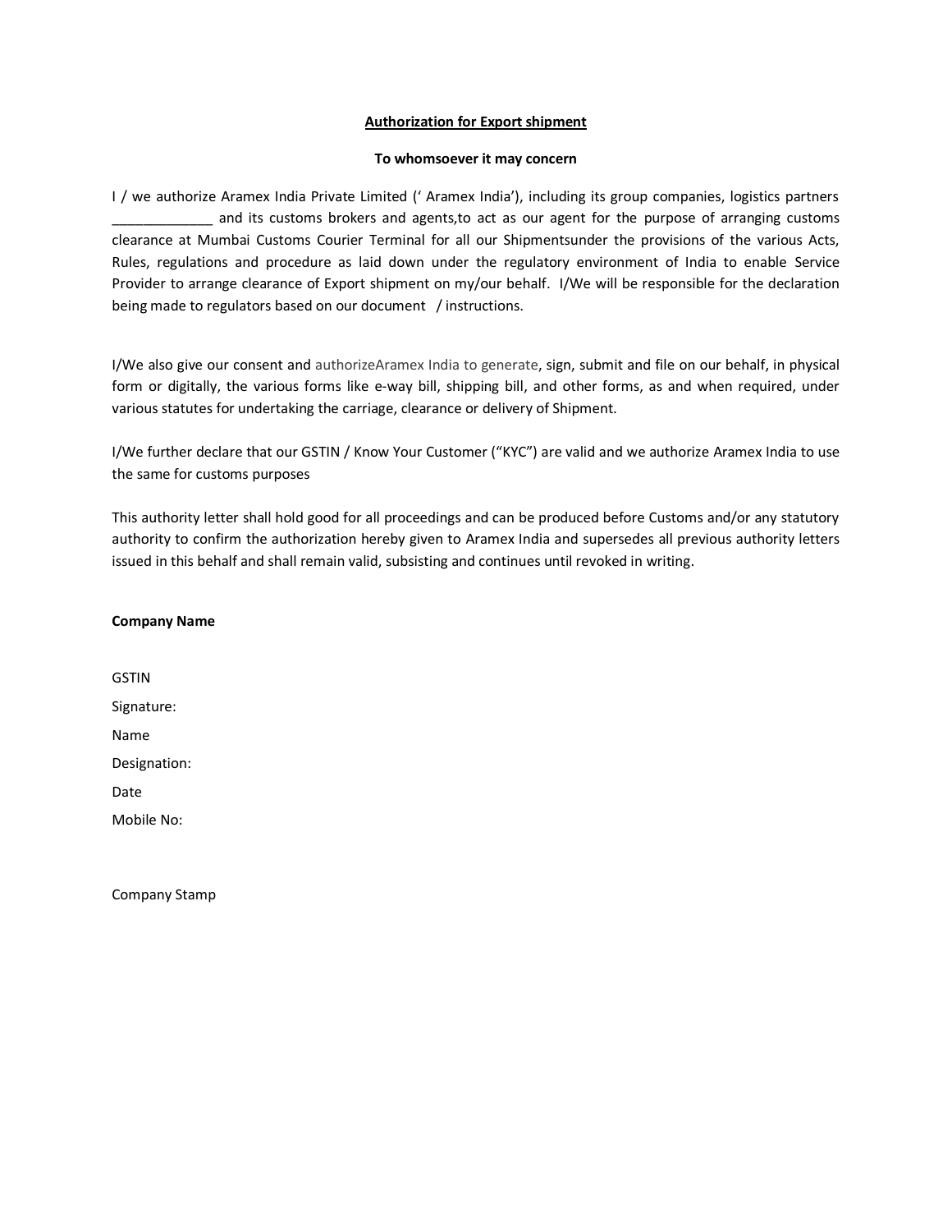**Authorization for Export shipment**

**To whomsoever it may concern**

I / we authorize Aramex India Private Limited (' Aramex India'), including its group companies, logistics partners _____________ and its customs brokers and agents,to act as our agent for the purpose of arranging customs clearance at Mumbai Customs Courier Terminal for all our Shipmentsunder the provisions of the various Acts, Rules, regulations and procedure as laid down under the regulatory environment of India to enable Service Provider to arrange clearance of Export shipment on my/our behalf. I/We will be responsible for the declaration being made to regulators based on our document / instructions.

I/We also give our consent and authorizeAramex India to generate, sign, submit and file on our behalf, in physical form or digitally, the various forms like e-way bill, shipping bill, and other forms, as and when required, under various statutes for undertaking the carriage, clearance or delivery of Shipment.

I/We further declare that our GSTIN / Know Your Customer ("KYC") are valid and we authorize Aramex India to use the same for customs purposes

This authority letter shall hold good for all proceedings and can be produced before Customs and/or any statutory authority to confirm the authorization hereby given to Aramex India and supersedes all previous authority letters issued in this behalf and shall remain valid, subsisting and continues until revoked in writing.

**Company Name**

GSTIN

Signature:

Name

Designation:

Date

Mobile No:

Company Stamp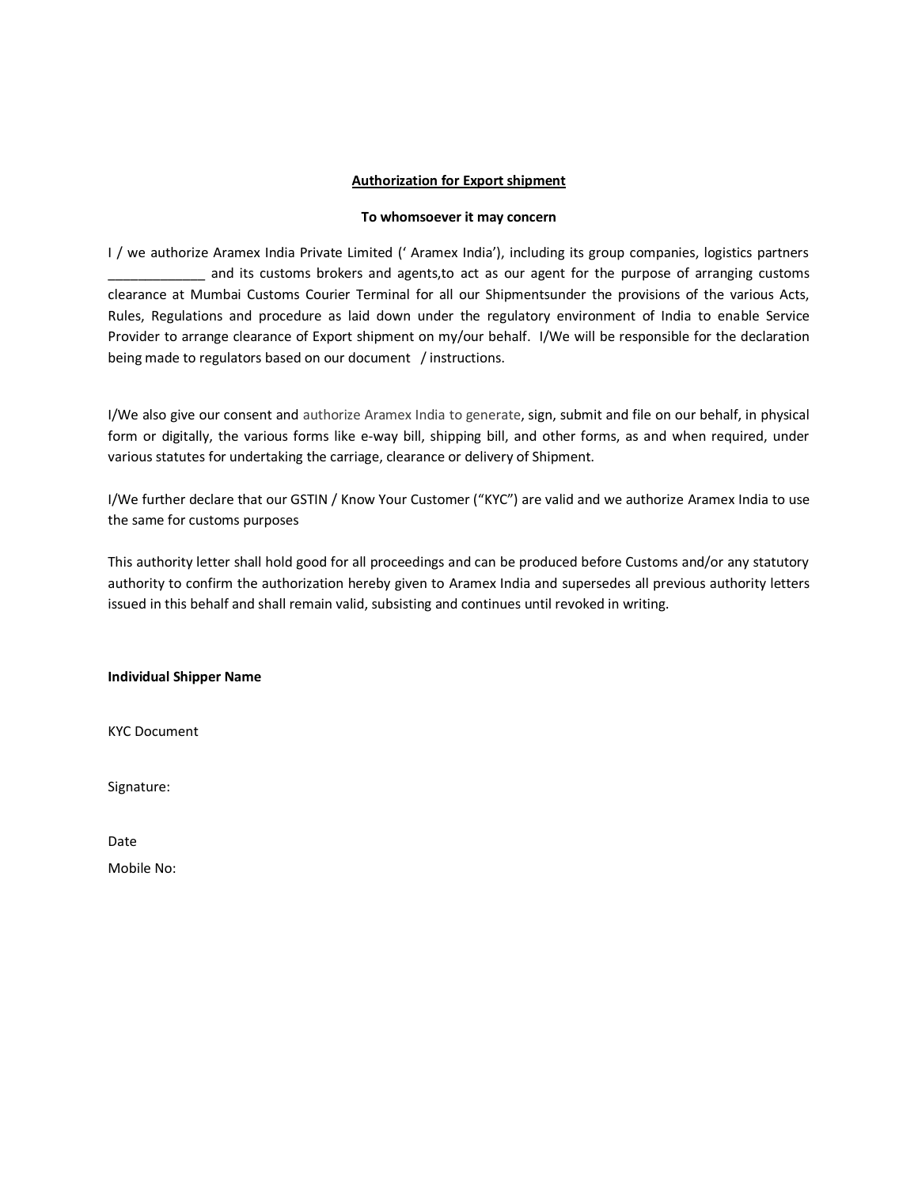**Authorization for Export shipment**

**To whomsoever it may concern**

I / we authorize Aramex India Private Limited (' Aramex India'), including its group companies, logistics partners _____________ and its customs brokers and agents,to act as our agent for the purpose of arranging customs clearance at Mumbai Customs Courier Terminal for all our Shipmentsunder the provisions of the various Acts, Rules, Regulations and procedure as laid down under the regulatory environment of India to enable Service Provider to arrange clearance of Export shipment on my/our behalf. I/We will be responsible for the declaration being made to regulators based on our document / instructions.

I/We also give our consent and authorize Aramex India to generate, sign, submit and file on our behalf, in physical form or digitally, the various forms like e-way bill, shipping bill, and other forms, as and when required, under various statutes for undertaking the carriage, clearance or delivery of Shipment.

I/We further declare that our GSTIN / Know Your Customer ("KYC") are valid and we authorize Aramex India to use the same for customs purposes

This authority letter shall hold good for all proceedings and can be produced before Customs and/or any statutory authority to confirm the authorization hereby given to Aramex India and supersedes all previous authority letters issued in this behalf and shall remain valid, subsisting and continues until revoked in writing.

**Individual Shipper Name**

KYC Document

Signature:

Date

Mobile No: